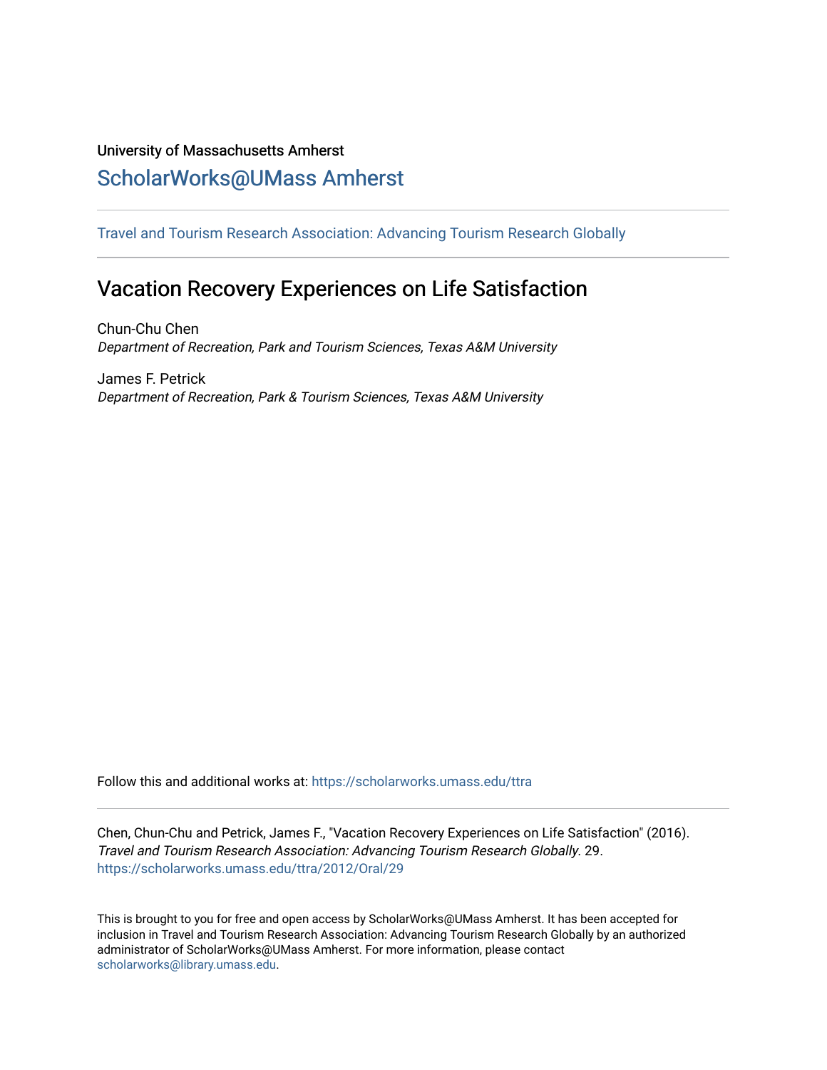University of Massachusetts Amherst

ScholarWorks@UMass Amherst

---

Travel and Tourism Research Association: Advancing Tourism Research Globally

---

# Vacation Recovery Experiences on Life Satisfaction

Chun-Chu Chen
*Department of Recreation, Park and Tourism Sciences, Texas A&M University*

James F. Petrick
*Department of Recreation, Park & Tourism Sciences, Texas A&M University*

Follow this and additional works at: https://scholarworks.umass.edu/ttra

---

Chen, Chun-Chu and Petrick, James F., "Vacation Recovery Experiences on Life Satisfaction" (2016). *Travel and Tourism Research Association: Advancing Tourism Research Globally*. 29.
https://scholarworks.umass.edu/ttra/2012/Oral/29

This is brought to you for free and open access by ScholarWorks@UMass Amherst. It has been accepted for inclusion in Travel and Tourism Research Association: Advancing Tourism Research Globally by an authorized administrator of ScholarWorks@UMass Amherst. For more information, please contact scholarworks@library.umass.edu.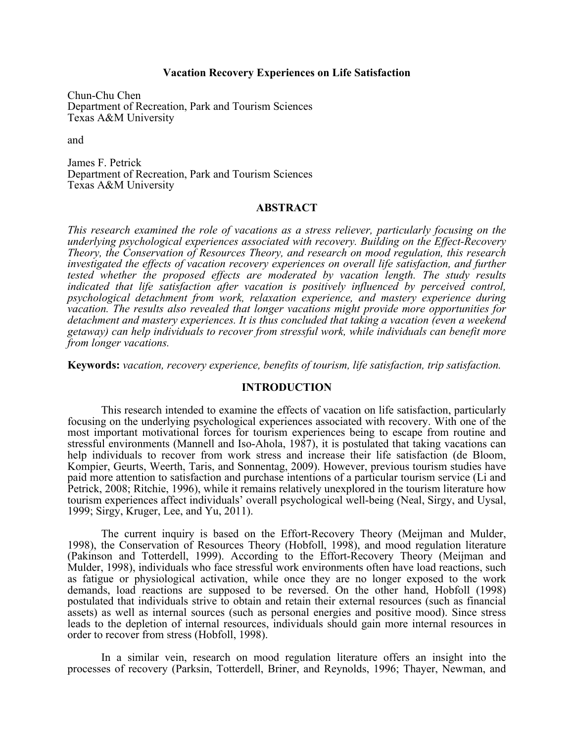# Vacation Recovery Experiences on Life Satisfaction

Chun-Chu Chen
Department of Recreation, Park and Tourism Sciences
Texas A&M University

and

James F. Petrick
Department of Recreation, Park and Tourism Sciences
Texas A&M University

## ABSTRACT

*This research examined the role of vacations as a stress reliever, particularly focusing on the underlying psychological experiences associated with recovery. Building on the Effect-Recovery Theory, the Conservation of Resources Theory, and research on mood regulation, this research investigated the effects of vacation recovery experiences on overall life satisfaction, and further tested whether the proposed effects are moderated by vacation length. The study results indicated that life satisfaction after vacation is positively influenced by perceived control, psychological detachment from work, relaxation experience, and mastery experience during vacation. The results also revealed that longer vacations might provide more opportunities for detachment and mastery experiences. It is thus concluded that taking a vacation (even a weekend getaway) can help individuals to recover from stressful work, while individuals can benefit more from longer vacations.*

**Keywords:** *vacation, recovery experience, benefits of tourism, life satisfaction, trip satisfaction.*

## INTRODUCTION

This research intended to examine the effects of vacation on life satisfaction, particularly focusing on the underlying psychological experiences associated with recovery. With one of the most important motivational forces for tourism experiences being to escape from routine and stressful environments (Mannell and Iso-Ahola, 1987), it is postulated that taking vacations can help individuals to recover from work stress and increase their life satisfaction (de Bloom, Kompier, Geurts, Weerth, Taris, and Sonnentag, 2009). However, previous tourism studies have paid more attention to satisfaction and purchase intentions of a particular tourism service (Li and Petrick, 2008; Ritchie, 1996), while it remains relatively unexplored in the tourism literature how tourism experiences affect individuals' overall psychological well-being (Neal, Sirgy, and Uysal, 1999; Sirgy, Kruger, Lee, and Yu, 2011).

The current inquiry is based on the Effort-Recovery Theory (Meijman and Mulder, 1998), the Conservation of Resources Theory (Hobfoll, 1998), and mood regulation literature (Pakinson and Totterdell, 1999). According to the Effort-Recovery Theory (Meijman and Mulder, 1998), individuals who face stressful work environments often have load reactions, such as fatigue or physiological activation, while once they are no longer exposed to the work demands, load reactions are supposed to be reversed. On the other hand, Hobfoll (1998) postulated that individuals strive to obtain and retain their external resources (such as financial assets) as well as internal sources (such as personal energies and positive mood). Since stress leads to the depletion of internal resources, individuals should gain more internal resources in order to recover from stress (Hobfoll, 1998).

In a similar vein, research on mood regulation literature offers an insight into the processes of recovery (Parksin, Totterdell, Briner, and Reynolds, 1996; Thayer, Newman, and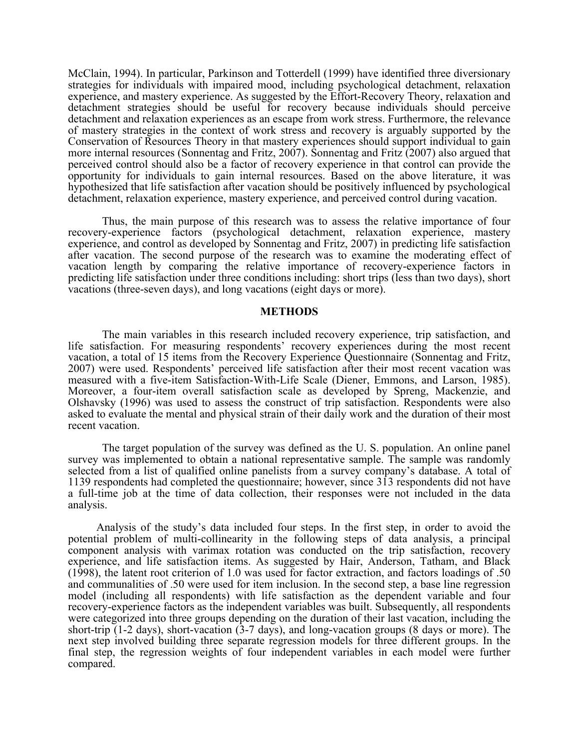McClain, 1994). In particular, Parkinson and Totterdell (1999) have identified three diversionary strategies for individuals with impaired mood, including psychological detachment, relaxation experience, and mastery experience. As suggested by the Effort-Recovery Theory, relaxation and detachment strategies should be useful for recovery because individuals should perceive detachment and relaxation experiences as an escape from work stress. Furthermore, the relevance of mastery strategies in the context of work stress and recovery is arguably supported by the Conservation of Resources Theory in that mastery experiences should support individual to gain more internal resources (Sonnentag and Fritz, 2007). Sonnentag and Fritz (2007) also argued that perceived control should also be a factor of recovery experience in that control can provide the opportunity for individuals to gain internal resources. Based on the above literature, it was hypothesized that life satisfaction after vacation should be positively influenced by psychological detachment, relaxation experience, mastery experience, and perceived control during vacation.

Thus, the main purpose of this research was to assess the relative importance of four recovery-experience factors (psychological detachment, relaxation experience, mastery experience, and control as developed by Sonnentag and Fritz, 2007) in predicting life satisfaction after vacation. The second purpose of the research was to examine the moderating effect of vacation length by comparing the relative importance of recovery-experience factors in predicting life satisfaction under three conditions including: short trips (less than two days), short vacations (three-seven days), and long vacations (eight days or more).

## METHODS

The main variables in this research included recovery experience, trip satisfaction, and life satisfaction. For measuring respondents' recovery experiences during the most recent vacation, a total of 15 items from the Recovery Experience Questionnaire (Sonnentag and Fritz, 2007) were used. Respondents' perceived life satisfaction after their most recent vacation was measured with a five-item Satisfaction-With-Life Scale (Diener, Emmons, and Larson, 1985). Moreover, a four-item overall satisfaction scale as developed by Spreng, Mackenzie, and Olshavsky (1996) was used to assess the construct of trip satisfaction. Respondents were also asked to evaluate the mental and physical strain of their daily work and the duration of their most recent vacation.

The target population of the survey was defined as the U. S. population. An online panel survey was implemented to obtain a national representative sample. The sample was randomly selected from a list of qualified online panelists from a survey company's database. A total of 1139 respondents had completed the questionnaire; however, since 313 respondents did not have a full-time job at the time of data collection, their responses were not included in the data analysis.

Analysis of the study's data included four steps. In the first step, in order to avoid the potential problem of multi-collinearity in the following steps of data analysis, a principal component analysis with varimax rotation was conducted on the trip satisfaction, recovery experience, and life satisfaction items. As suggested by Hair, Anderson, Tatham, and Black (1998), the latent root criterion of 1.0 was used for factor extraction, and factors loadings of .50 and communalities of .50 were used for item inclusion. In the second step, a base line regression model (including all respondents) with life satisfaction as the dependent variable and four recovery-experience factors as the independent variables was built. Subsequently, all respondents were categorized into three groups depending on the duration of their last vacation, including the short-trip (1-2 days), short-vacation (3-7 days), and long-vacation groups (8 days or more). The next step involved building three separate regression models for three different groups. In the final step, the regression weights of four independent variables in each model were further compared.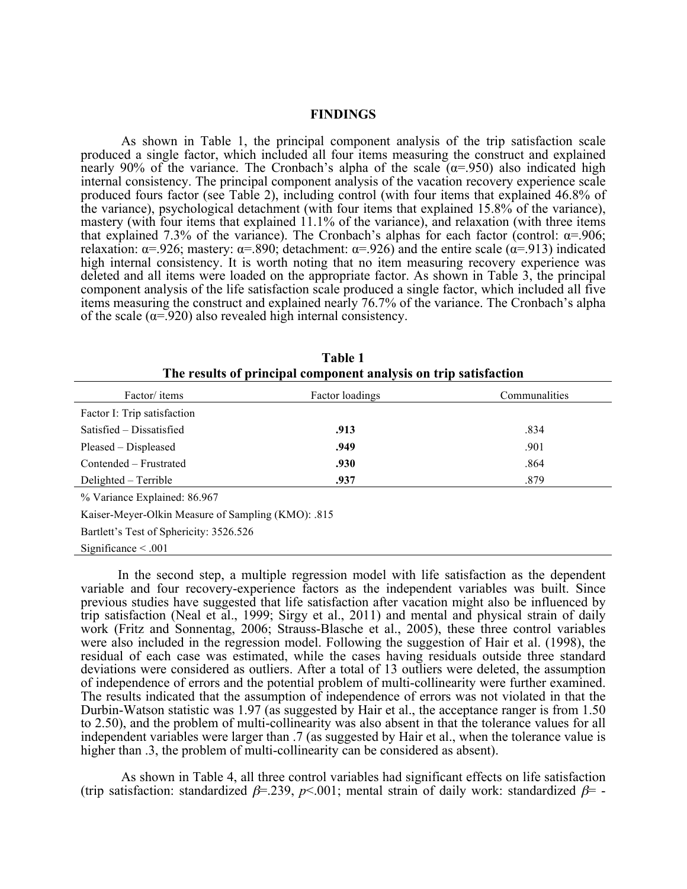## FINDINGS

As shown in Table 1, the principal component analysis of the trip satisfaction scale produced a single factor, which included all four items measuring the construct and explained nearly 90% of the variance. The Cronbach's alpha of the scale (α=.950) also indicated high internal consistency. The principal component analysis of the vacation recovery experience scale produced fours factor (see Table 2), including control (with four items that explained 46.8% of the variance), psychological detachment (with four items that explained 15.8% of the variance), mastery (with four items that explained 11.1% of the variance), and relaxation (with three items that explained 7.3% of the variance). The Cronbach's alphas for each factor (control: α=.906; relaxation: α=.926; mastery: α=.890; detachment: α=.926) and the entire scale (α=.913) indicated high internal consistency. It is worth noting that no item measuring recovery experience was deleted and all items were loaded on the appropriate factor. As shown in Table 3, the principal component analysis of the life satisfaction scale produced a single factor, which included all five items measuring the construct and explained nearly 76.7% of the variance. The Cronbach's alpha of the scale (α=.920) also revealed high internal consistency.

**Table 1**
**The results of principal component analysis on trip satisfaction**

| Factor/ items | Factor loadings | Communalities |
|---|---|---|
| Factor I: Trip satisfaction | | |
| Satisfied – Dissatisfied | **.913** | .834 |
| Pleased – Displeased | **.949** | .901 |
| Contended – Frustrated | **.930** | .864 |
| Delighted – Terrible | **.937** | .879 |
| % Variance Explained: 86.967 | | |
| Kaiser-Meyer-Olkin Measure of Sampling (KMO): .815 | | |
| Bartlett's Test of Sphericity: 3526.526 | | |
| Significance < .001 | | |

In the second step, a multiple regression model with life satisfaction as the dependent variable and four recovery-experience factors as the independent variables was built. Since previous studies have suggested that life satisfaction after vacation might also be influenced by trip satisfaction (Neal et al., 1999; Sirgy et al., 2011) and mental and physical strain of daily work (Fritz and Sonnentag, 2006; Strauss-Blasche et al., 2005), these three control variables were also included in the regression model. Following the suggestion of Hair et al. (1998), the residual of each case was estimated, while the cases having residuals outside three standard deviations were considered as outliers. After a total of 13 outliers were deleted, the assumption of independence of errors and the potential problem of multi-collinearity were further examined. The results indicated that the assumption of independence of errors was not violated in that the Durbin-Watson statistic was 1.97 (as suggested by Hair et al., the acceptance ranger is from 1.50 to 2.50), and the problem of multi-collinearity was also absent in that the tolerance values for all independent variables were larger than .7 (as suggested by Hair et al., when the tolerance value is higher than .3, the problem of multi-collinearity can be considered as absent).

As shown in Table 4, all three control variables had significant effects on life satisfaction (trip satisfaction: standardized $\beta$=.239, $p$<.001; mental strain of daily work: standardized $\beta$= -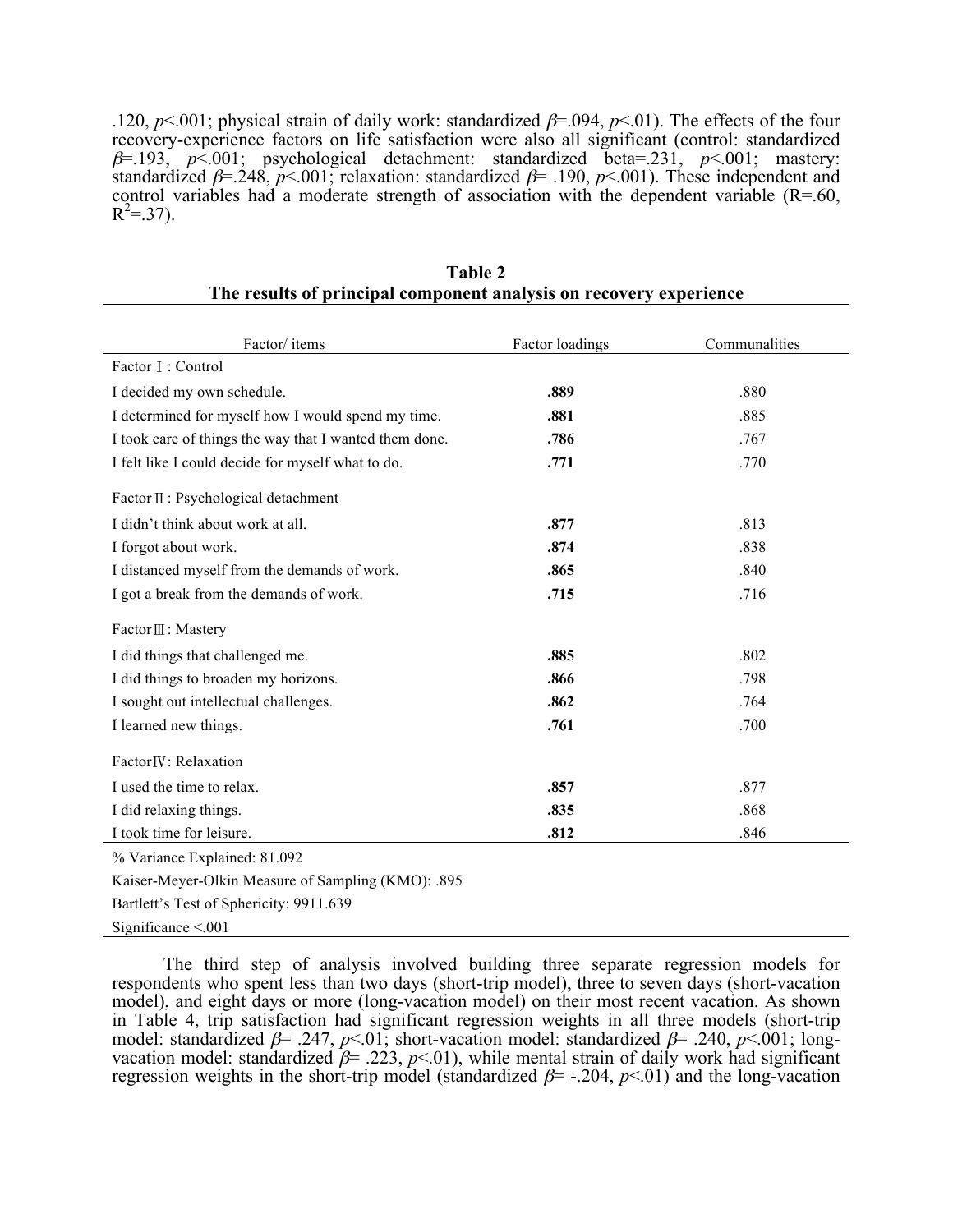.120, $p<.001$; physical strain of daily work: standardized $\beta=.094$, $p<.01$). The effects of the four recovery-experience factors on life satisfaction were also all significant (control: standardized $\beta=.193$, $p<.001$; psychological detachment: standardized beta=.231, $p<.001$; mastery: standardized $\beta=.248$, $p<.001$; relaxation: standardized $\beta=.190$, $p<.001$). These independent and control variables had a moderate strength of association with the dependent variable (R=.60, $R^2=.37$).

**Table 2**
**The results of principal component analysis on recovery experience**

| Factor/ items | Factor loadings | Communalities |
|---|---|---|
| Factor Ⅰ: Control | | |
| I decided my own schedule. | **.889** | .880 |
| I determined for myself how I would spend my time. | **.881** | .885 |
| I took care of things the way that I wanted them done. | **.786** | .767 |
| I felt like I could decide for myself what to do. | **.771** | .770 |
| Factor Ⅱ: Psychological detachment | | |
| I didn't think about work at all. | **.877** | .813 |
| I forgot about work. | **.874** | .838 |
| I distanced myself from the demands of work. | **.865** | .840 |
| I got a break from the demands of work. | **.715** | .716 |
| Factor Ⅲ: Mastery | | |
| I did things that challenged me. | **.885** | .802 |
| I did things to broaden my horizons. | **.866** | .798 |
| I sought out intellectual challenges. | **.862** | .764 |
| I learned new things. | **.761** | .700 |
| Factor Ⅳ: Relaxation | | |
| I used the time to relax. | **.857** | .877 |
| I did relaxing things. | **.835** | .868 |
| I took time for leisure. | **.812** | .846 |

% Variance Explained: 81.092

Kaiser-Meyer-Olkin Measure of Sampling (KMO): .895

Bartlett's Test of Sphericity: 9911.639

Significance <.001

The third step of analysis involved building three separate regression models for respondents who spent less than two days (short-trip model), three to seven days (short-vacation model), and eight days or more (long-vacation model) on their most recent vacation. As shown in Table 4, trip satisfaction had significant regression weights in all three models (short-trip model: standardized $\beta=.247$, $p<.01$; short-vacation model: standardized $\beta=.240$, $p<.001$; long-vacation model: standardized $\beta=.223$, $p<.01$), while mental strain of daily work had significant regression weights in the short-trip model (standardized $\beta=-.204$, $p<.01$) and the long-vacation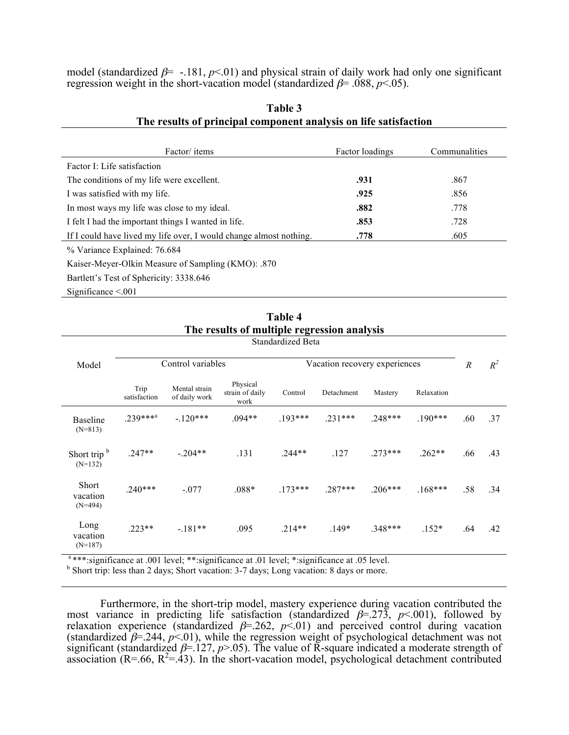model (standardized $\beta$= -.181, $p$<.01) and physical strain of daily work had only one significant regression weight in the short-vacation model (standardized $\beta$= .088, $p$<.05).

**Table 3**
**The results of principal component analysis on life satisfaction**

| Factor/ items | Factor loadings | Communalities |
|---|---|---|
| Factor I: Life satisfaction | | |
| The conditions of my life were excellent. | **.931** | .867 |
| I was satisfied with my life. | **.925** | .856 |
| In most ways my life was close to my ideal. | **.882** | .778 |
| I felt I had the important things I wanted in life. | **.853** | .728 |
| If I could have lived my life over, I would change almost nothing. | **.778** | .605 |
| % Variance Explained: 76.684 | | |
| Kaiser-Meyer-Olkin Measure of Sampling (KMO): .870 | | |
| Bartlett's Test of Sphericity: 3338.646 | | |
| Significance <.001 | | |

**Table 4**
**The results of multiple regression analysis**

| Model | Standardized Beta: Control variables | | | Vacation recovery experiences | | | | $R$ | $R^2$ |
|---|---|---|---|---|---|---|---|---|---|
| | Trip satisfaction | Mental strain of daily work | Physical strain of daily work | Control | Detachment | Mastery | Relaxation | | |
| Baseline (N=813) | .239***[a] | -.120*** | .094** | .193*** | .231*** | .248*** | .190*** | .60 | .37 |
| Short trip [b] (N=132) | .247** | -.204** | .131 | .244** | .127 | .273*** | .262** | .66 | .43 |
| Short vacation (N=494) | .240*** | -.077 | .088* | .173*** | .287*** | .206*** | .168*** | .58 | .34 |
| Long vacation (N=187) | .223** | -.181** | .095 | .214** | .149* | .348*** | .152* | .64 | .42 |

[a] ***:significance at .001 level; **:significance at .01 level; *:significance at .05 level.
[b] Short trip: less than 2 days; Short vacation: 3-7 days; Long vacation: 8 days or more.

Furthermore, in the short-trip model, mastery experience during vacation contributed the most variance in predicting life satisfaction (standardized $\beta$=.273, $p$<.001), followed by relaxation experience (standardized $\beta$=.262, $p$<.01) and perceived control during vacation (standardized $\beta$=.244, $p$<.01), while the regression weight of psychological detachment was not significant (standardized $\beta$=.127, $p$>.05). The value of R-square indicated a moderate strength of association (R=.66, $R^2$=.43). In the short-vacation model, psychological detachment contributed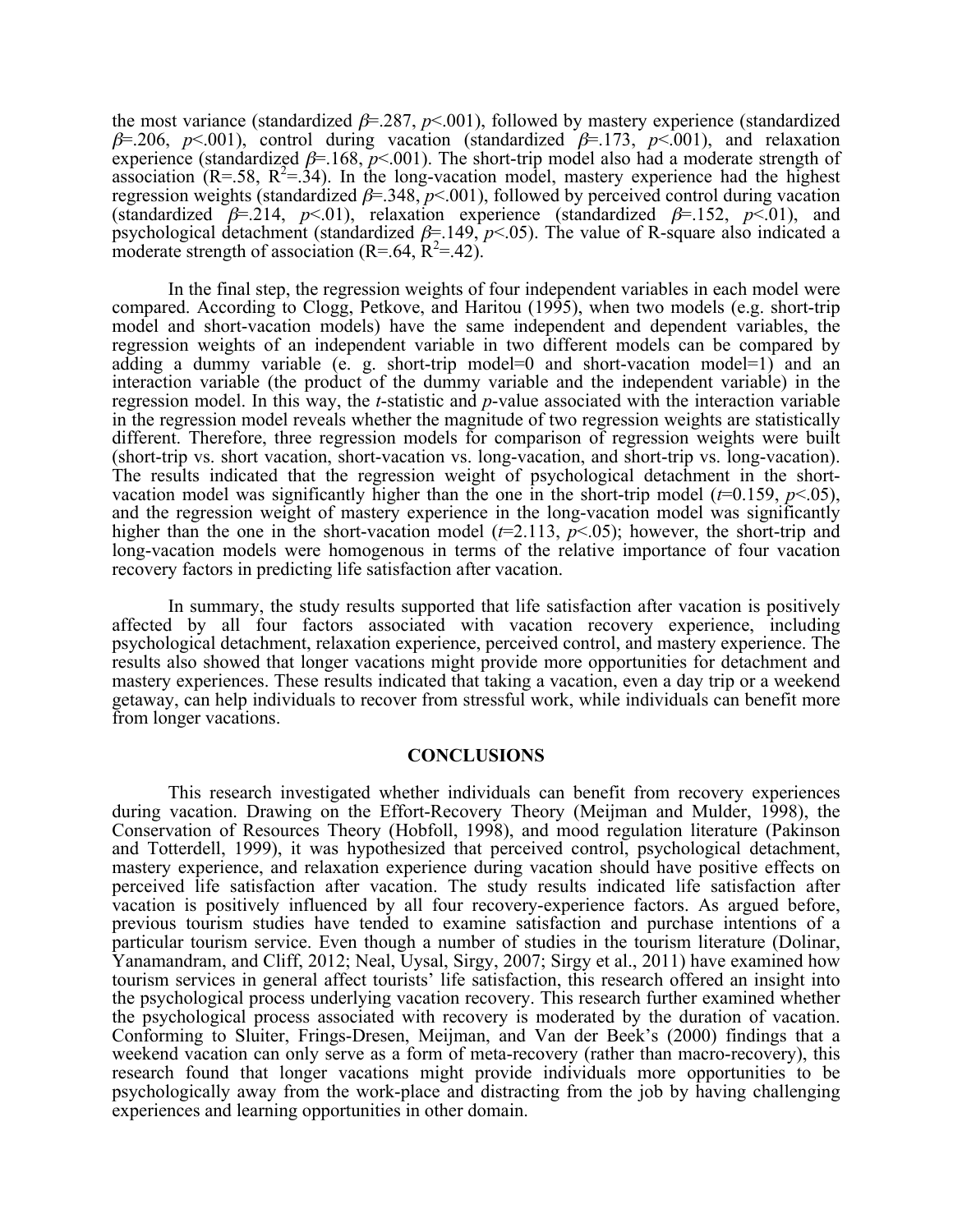the most variance (standardized $\beta$=.287, $p$<.001), followed by mastery experience (standardized $\beta$=.206, $p$<.001), control during vacation (standardized $\beta$=.173, $p$<.001), and relaxation experience (standardized $\beta$=.168, $p$<.001). The short-trip model also had a moderate strength of association (R=.58, $R^2$=.34). In the long-vacation model, mastery experience had the highest regression weights (standardized $\beta$=.348, $p$<.001), followed by perceived control during vacation (standardized $\beta$=.214, $p$<.01), relaxation experience (standardized $\beta$=.152, $p$<.01), and psychological detachment (standardized $\beta$=.149, $p$<.05). The value of R-square also indicated a moderate strength of association (R=.64, $R^2$=.42).

In the final step, the regression weights of four independent variables in each model were compared. According to Clogg, Petkove, and Haritou (1995), when two models (e.g. short-trip model and short-vacation models) have the same independent and dependent variables, the regression weights of an independent variable in two different models can be compared by adding a dummy variable (e. g. short-trip model=0 and short-vacation model=1) and an interaction variable (the product of the dummy variable and the independent variable) in the regression model. In this way, the *t*-statistic and *p*-value associated with the interaction variable in the regression model reveals whether the magnitude of two regression weights are statistically different. Therefore, three regression models for comparison of regression weights were built (short-trip vs. short vacation, short-vacation vs. long-vacation, and short-trip vs. long-vacation). The results indicated that the regression weight of psychological detachment in the short-vacation model was significantly higher than the one in the short-trip model ($t$=0.159, $p$<.05), and the regression weight of mastery experience in the long-vacation model was significantly higher than the one in the short-vacation model ($t$=2.113, $p$<.05); however, the short-trip and long-vacation models were homogenous in terms of the relative importance of four vacation recovery factors in predicting life satisfaction after vacation.

In summary, the study results supported that life satisfaction after vacation is positively affected by all four factors associated with vacation recovery experience, including psychological detachment, relaxation experience, perceived control, and mastery experience. The results also showed that longer vacations might provide more opportunities for detachment and mastery experiences. These results indicated that taking a vacation, even a day trip or a weekend getaway, can help individuals to recover from stressful work, while individuals can benefit more from longer vacations.

## CONCLUSIONS

This research investigated whether individuals can benefit from recovery experiences during vacation. Drawing on the Effort-Recovery Theory (Meijman and Mulder, 1998), the Conservation of Resources Theory (Hobfoll, 1998), and mood regulation literature (Pakinson and Totterdell, 1999), it was hypothesized that perceived control, psychological detachment, mastery experience, and relaxation experience during vacation should have positive effects on perceived life satisfaction after vacation. The study results indicated life satisfaction after vacation is positively influenced by all four recovery-experience factors. As argued before, previous tourism studies have tended to examine satisfaction and purchase intentions of a particular tourism service. Even though a number of studies in the tourism literature (Dolinar, Yanamandram, and Cliff, 2012; Neal, Uysal, Sirgy, 2007; Sirgy et al., 2011) have examined how tourism services in general affect tourists' life satisfaction, this research offered an insight into the psychological process underlying vacation recovery. This research further examined whether the psychological process associated with recovery is moderated by the duration of vacation. Conforming to Sluiter, Frings-Dresen, Meijman, and Van der Beek's (2000) findings that a weekend vacation can only serve as a form of meta-recovery (rather than macro-recovery), this research found that longer vacations might provide individuals more opportunities to be psychologically away from the work-place and distracting from the job by having challenging experiences and learning opportunities in other domain.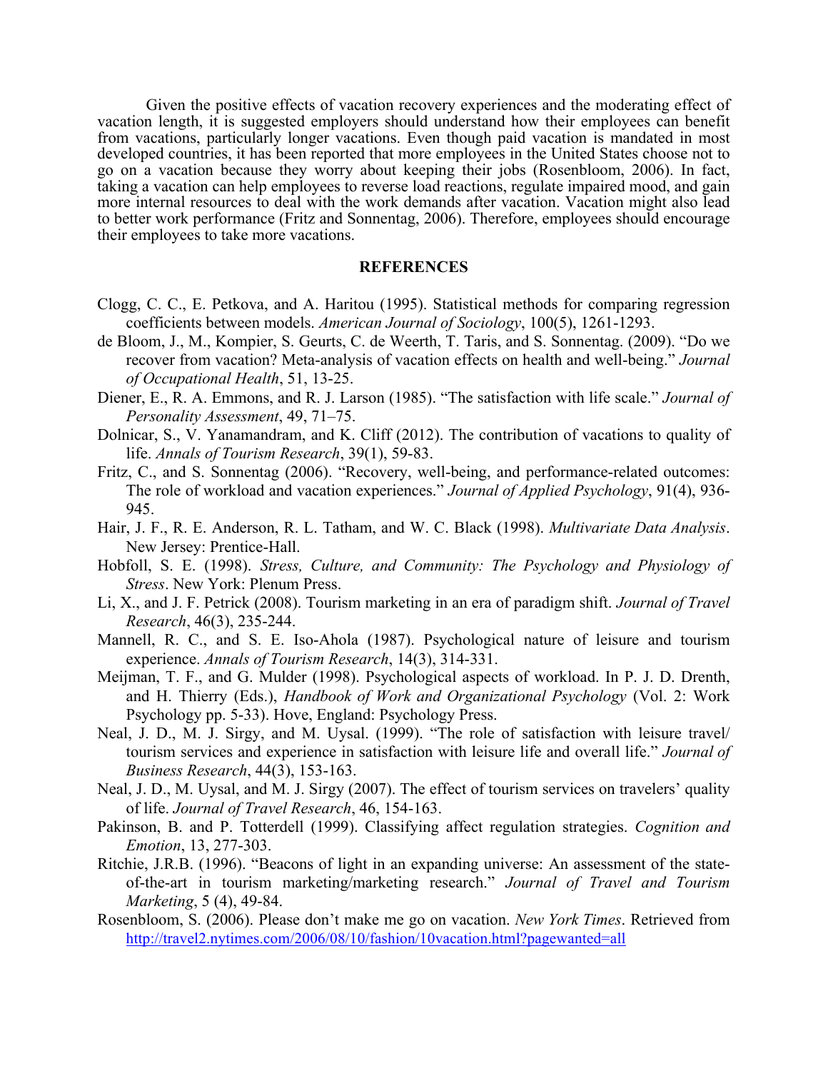Given the positive effects of vacation recovery experiences and the moderating effect of vacation length, it is suggested employers should understand how their employees can benefit from vacations, particularly longer vacations. Even though paid vacation is mandated in most developed countries, it has been reported that more employees in the United States choose not to go on a vacation because they worry about keeping their jobs (Rosenbloom, 2006). In fact, taking a vacation can help employees to reverse load reactions, regulate impaired mood, and gain more internal resources to deal with the work demands after vacation. Vacation might also lead to better work performance (Fritz and Sonnentag, 2006). Therefore, employees should encourage their employees to take more vacations.

## REFERENCES

Clogg, C. C., E. Petkova, and A. Haritou (1995). Statistical methods for comparing regression coefficients between models. *American Journal of Sociology*, 100(5), 1261-1293.

de Bloom, J., M., Kompier, S. Geurts, C. de Weerth, T. Taris, and S. Sonnentag. (2009). "Do we recover from vacation? Meta-analysis of vacation effects on health and well-being." *Journal of Occupational Health*, 51, 13-25.

Diener, E., R. A. Emmons, and R. J. Larson (1985). "The satisfaction with life scale." *Journal of Personality Assessment*, 49, 71–75.

Dolnicar, S., V. Yanamandram, and K. Cliff (2012). The contribution of vacations to quality of life. *Annals of Tourism Research*, 39(1), 59-83.

Fritz, C., and S. Sonnentag (2006). "Recovery, well-being, and performance-related outcomes: The role of workload and vacation experiences." *Journal of Applied Psychology*, 91(4), 936-945.

Hair, J. F., R. E. Anderson, R. L. Tatham, and W. C. Black (1998). *Multivariate Data Analysis*. New Jersey: Prentice-Hall.

Hobfoll, S. E. (1998). *Stress, Culture, and Community: The Psychology and Physiology of Stress*. New York: Plenum Press.

Li, X., and J. F. Petrick (2008). Tourism marketing in an era of paradigm shift. *Journal of Travel Research*, 46(3), 235-244.

Mannell, R. C., and S. E. Iso-Ahola (1987). Psychological nature of leisure and tourism experience. *Annals of Tourism Research*, 14(3), 314-331.

Meijman, T. F., and G. Mulder (1998). Psychological aspects of workload. In P. J. D. Drenth, and H. Thierry (Eds.), *Handbook of Work and Organizational Psychology* (Vol. 2: Work Psychology pp. 5-33). Hove, England: Psychology Press.

Neal, J. D., M. J. Sirgy, and M. Uysal. (1999). "The role of satisfaction with leisure travel/ tourism services and experience in satisfaction with leisure life and overall life." *Journal of Business Research*, 44(3), 153-163.

Neal, J. D., M. Uysal, and M. J. Sirgy (2007). The effect of tourism services on travelers' quality of life. *Journal of Travel Research*, 46, 154-163.

Pakinson, B. and P. Totterdell (1999). Classifying affect regulation strategies. *Cognition and Emotion*, 13, 277-303.

Ritchie, J.R.B. (1996). "Beacons of light in an expanding universe: An assessment of the state-of-the-art in tourism marketing/marketing research." *Journal of Travel and Tourism Marketing*, 5 (4), 49-84.

Rosenbloom, S. (2006). Please don't make me go on vacation. *New York Times*. Retrieved from http://travel2.nytimes.com/2006/08/10/fashion/10vacation.html?pagewanted=all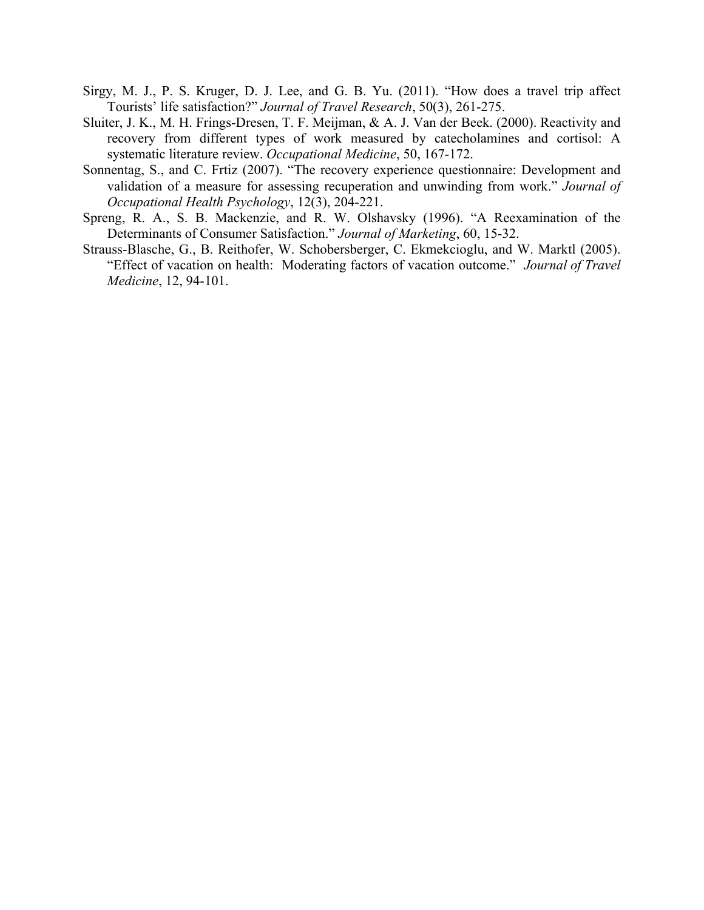Sirgy, M. J., P. S. Kruger, D. J. Lee, and G. B. Yu. (2011). "How does a travel trip affect Tourists' life satisfaction?" *Journal of Travel Research*, 50(3), 261-275.

Sluiter, J. K., M. H. Frings-Dresen, T. F. Meijman, & A. J. Van der Beek. (2000). Reactivity and recovery from different types of work measured by catecholamines and cortisol: A systematic literature review. *Occupational Medicine*, 50, 167-172.

Sonnentag, S., and C. Frtiz (2007). "The recovery experience questionnaire: Development and validation of a measure for assessing recuperation and unwinding from work." *Journal of Occupational Health Psychology*, 12(3), 204-221.

Spreng, R. A., S. B. Mackenzie, and R. W. Olshavsky (1996). "A Reexamination of the Determinants of Consumer Satisfaction." *Journal of Marketing*, 60, 15-32.

Strauss-Blasche, G., B. Reithofer, W. Schobersberger, C. Ekmekcioglu, and W. Marktl (2005). "Effect of vacation on health: Moderating factors of vacation outcome." *Journal of Travel Medicine*, 12, 94-101.